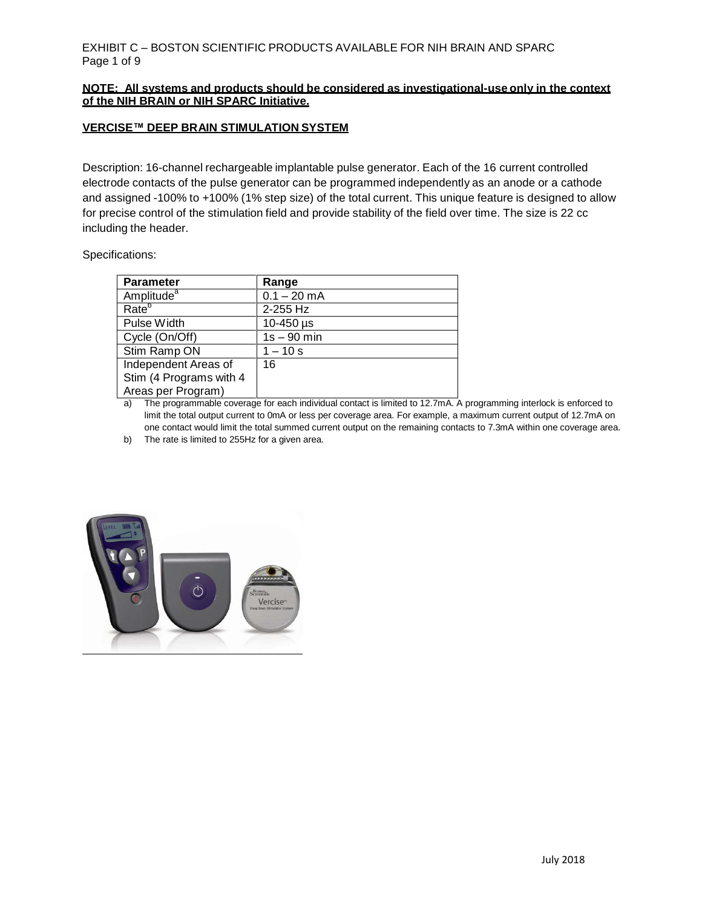EXHIBIT C – BOSTON SCIENTIFIC PRODUCTS AVAILABLE FOR NIH BRAIN AND SPARC

**NOTE: All systems and products should be considered as investigational-use only in the context of the NIH BRAIN or NIH SPARC Initiative.**

## VERCISE™ DEEP BRAIN STIMULATION SYSTEM

Description: 16-channel rechargeable implantable pulse generator. Each of the 16 current controlled electrode contacts of the pulse generator can be programmed independently as an anode or a cathode and assigned -100% to +100% (1% step size) of the total current. This unique feature is designed to allow for precise control of the stimulation field and provide stability of the field over time. The size is 22 cc including the header.

Specifications:

| Parameter | Range |
|---|---|
| Amplitude[a] | 0.1 – 20 mA |
| Rate[b] | 2-255 Hz |
| Pulse Width | 10-450 µs |
| Cycle (On/Off) | 1s – 90 min |
| Stim Ramp ON | 1 – 10 s |
| Independent Areas of Stim (4 Programs with 4 Areas per Program) | 16 |

a) The programmable coverage for each individual contact is limited to 12.7mA. A programming interlock is enforced to limit the total output current to 0mA or less per coverage area. For example, a maximum current output of 12.7mA on one contact would limit the total summed current output on the remaining contacts to 7.3mA within one coverage area.

b) The rate is limited to 255Hz for a given area.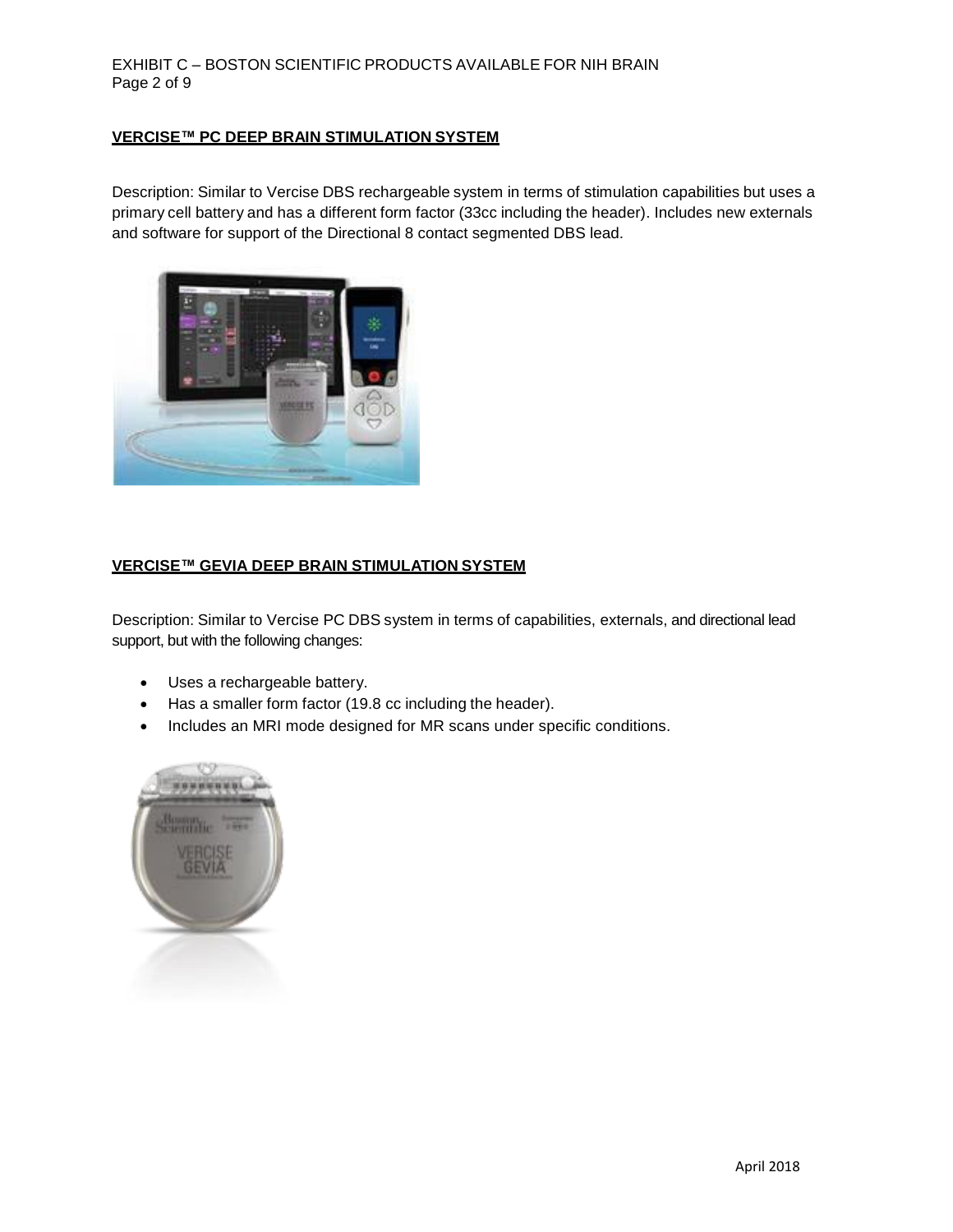## VERCISE™ PC DEEP BRAIN STIMULATION SYSTEM

Description: Similar to Vercise DBS rechargeable system in terms of stimulation capabilities but uses a primary cell battery and has a different form factor (33cc including the header). Includes new externals and software for support of the Directional 8 contact segmented DBS lead.

## VERCISE™ GEVIA DEEP BRAIN STIMULATION SYSTEM

Description: Similar to Vercise PC DBS system in terms of capabilities, externals, and directional lead support, but with the following changes:

- Uses a rechargeable battery.
- Has a smaller form factor (19.8 cc including the header).
- Includes an MRI mode designed for MR scans under specific conditions.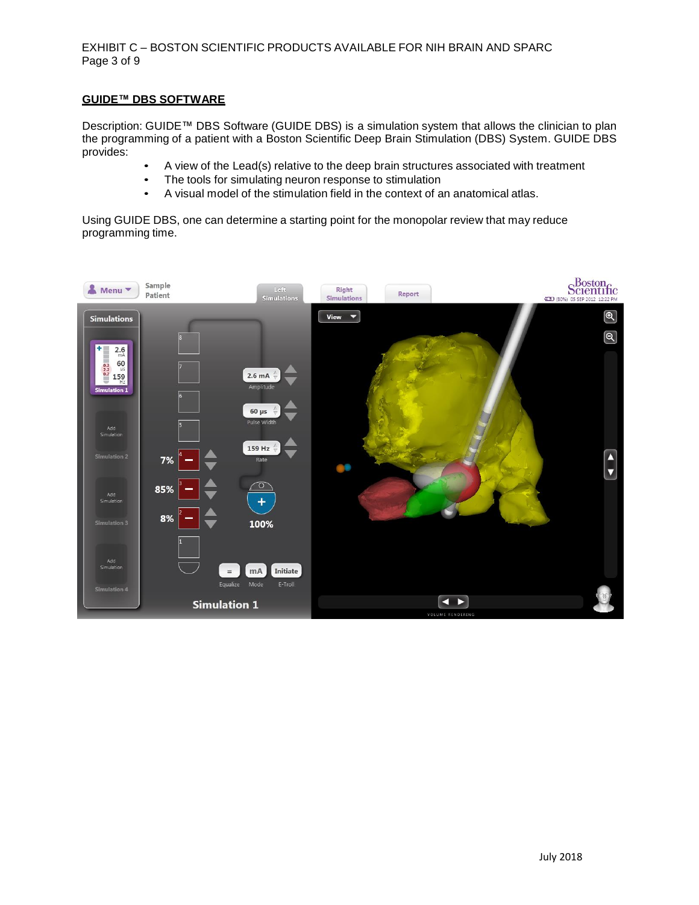## GUIDE™ DBS SOFTWARE

Description: GUIDE™ DBS Software (GUIDE DBS) is a simulation system that allows the clinician to plan the programming of a patient with a Boston Scientific Deep Brain Stimulation (DBS) System. GUIDE DBS provides:

- A view of the Lead(s) relative to the deep brain structures associated with treatment
- The tools for simulating neuron response to stimulation
- A visual model of the stimulation field in the context of an anatomical atlas.

Using GUIDE DBS, one can determine a starting point for the monopolar review that may reduce programming time.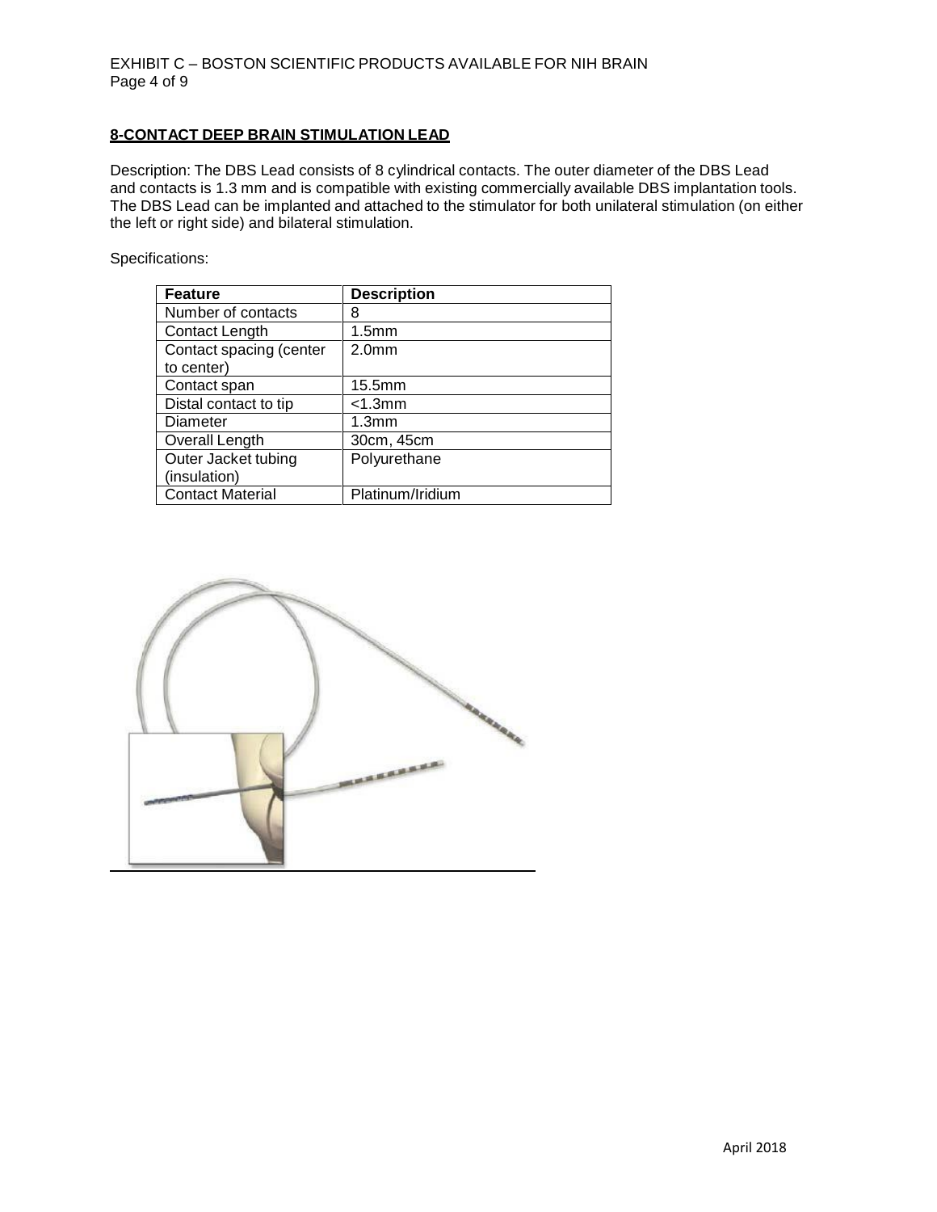## 8-CONTACT DEEP BRAIN STIMULATION LEAD

Description: The DBS Lead consists of 8 cylindrical contacts. The outer diameter of the DBS Lead and contacts is 1.3 mm and is compatible with existing commercially available DBS implantation tools. The DBS Lead can be implanted and attached to the stimulator for both unilateral stimulation (on either the left or right side) and bilateral stimulation.

Specifications:

| Feature | Description |
|---|---|
| Number of contacts | 8 |
| Contact Length | 1.5mm |
| Contact spacing (center to center) | 2.0mm |
| Contact span | 15.5mm |
| Distal contact to tip | <1.3mm |
| Diameter | 1.3mm |
| Overall Length | 30cm, 45cm |
| Outer Jacket tubing (insulation) | Polyurethane |
| Contact Material | Platinum/Iridium |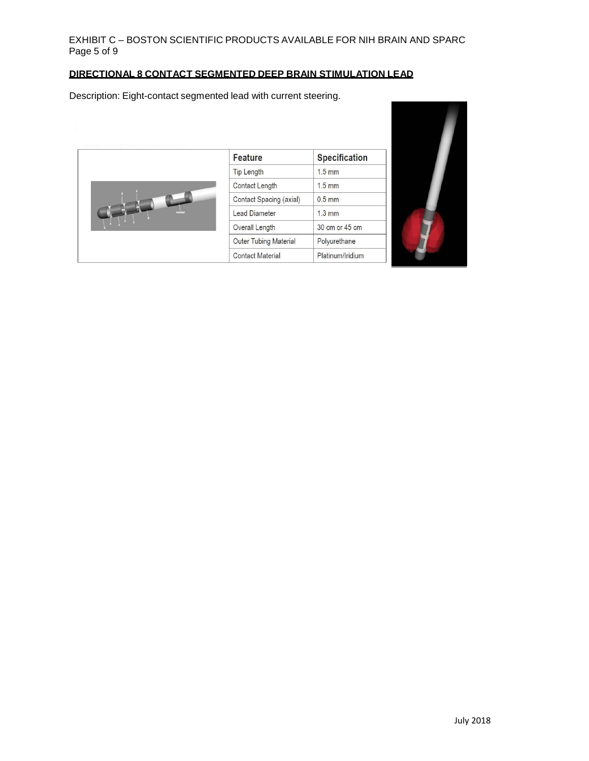## DIRECTIONAL 8 CONTACT SEGMENTED DEEP BRAIN STIMULATION LEAD

Description: Eight-contact segmented lead with current steering.

| Feature | Specification |
|---|---|
| Tip Length | 1.5 mm |
| Contact Length | 1.5 mm |
| Contact Spacing (axial) | 0.5 mm |
| Lead Diameter | 1.3 mm |
| Overall Length | 30 cm or 45 cm |
| Outer Tubing Material | Polyurethane |
| Contact Material | Platinum/Iridium |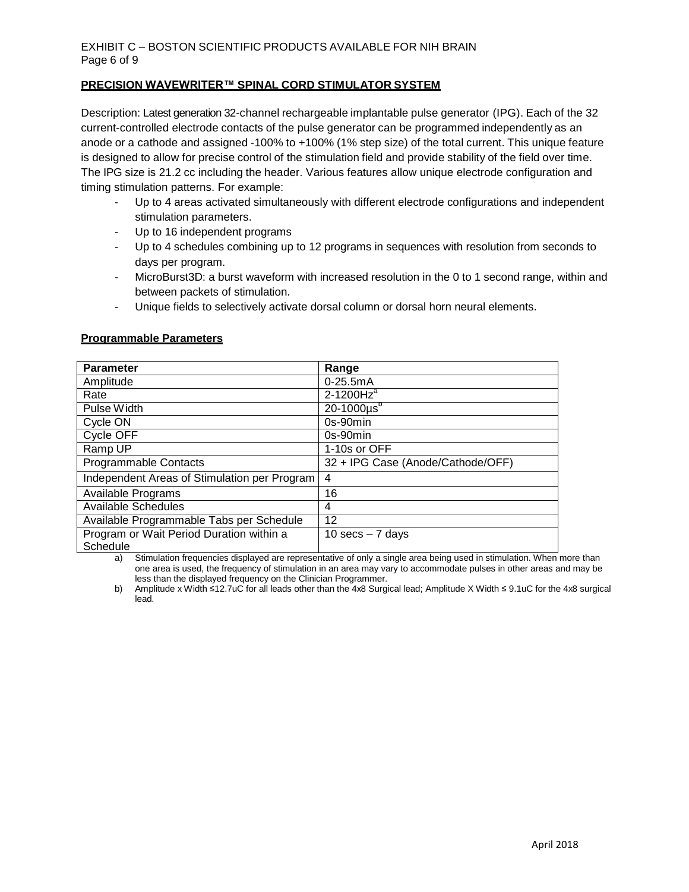## PRECISION WAVEWRITER™ SPINAL CORD STIMULATOR SYSTEM

Description: Latest generation 32-channel rechargeable implantable pulse generator (IPG). Each of the 32 current-controlled electrode contacts of the pulse generator can be programmed independently as an anode or a cathode and assigned -100% to +100% (1% step size) of the total current. This unique feature is designed to allow for precise control of the stimulation field and provide stability of the field over time. The IPG size is 21.2 cc including the header. Various features allow unique electrode configuration and timing stimulation patterns. For example:

- Up to 4 areas activated simultaneously with different electrode configurations and independent stimulation parameters.
- Up to 16 independent programs
- Up to 4 schedules combining up to 12 programs in sequences with resolution from seconds to days per program.
- MicroBurst3D: a burst waveform with increased resolution in the 0 to 1 second range, within and between packets of stimulation.
- Unique fields to selectively activate dorsal column or dorsal horn neural elements.

### Programmable Parameters

| Parameter | Range |
|---|---|
| Amplitude | 0-25.5mA |
| Rate | 2-1200Hz[a] |
| Pulse Width | 20-1000µs[b] |
| Cycle ON | 0s-90min |
| Cycle OFF | 0s-90min |
| Ramp UP | 1-10s or OFF |
| Programmable Contacts | 32 + IPG Case (Anode/Cathode/OFF) |
| Independent Areas of Stimulation per Program | 4 |
| Available Programs | 16 |
| Available Schedules | 4 |
| Available Programmable Tabs per Schedule | 12 |
| Program or Wait Period Duration within a Schedule | 10 secs – 7 days |

a) Stimulation frequencies displayed are representative of only a single area being used in stimulation. When more than one area is used, the frequency of stimulation in an area may vary to accommodate pulses in other areas and may be less than the displayed frequency on the Clinician Programmer.

b) Amplitude x Width ≤12.7uC for all leads other than the 4x8 Surgical lead; Amplitude X Width ≤ 9.1uC for the 4x8 surgical lead.

April 2018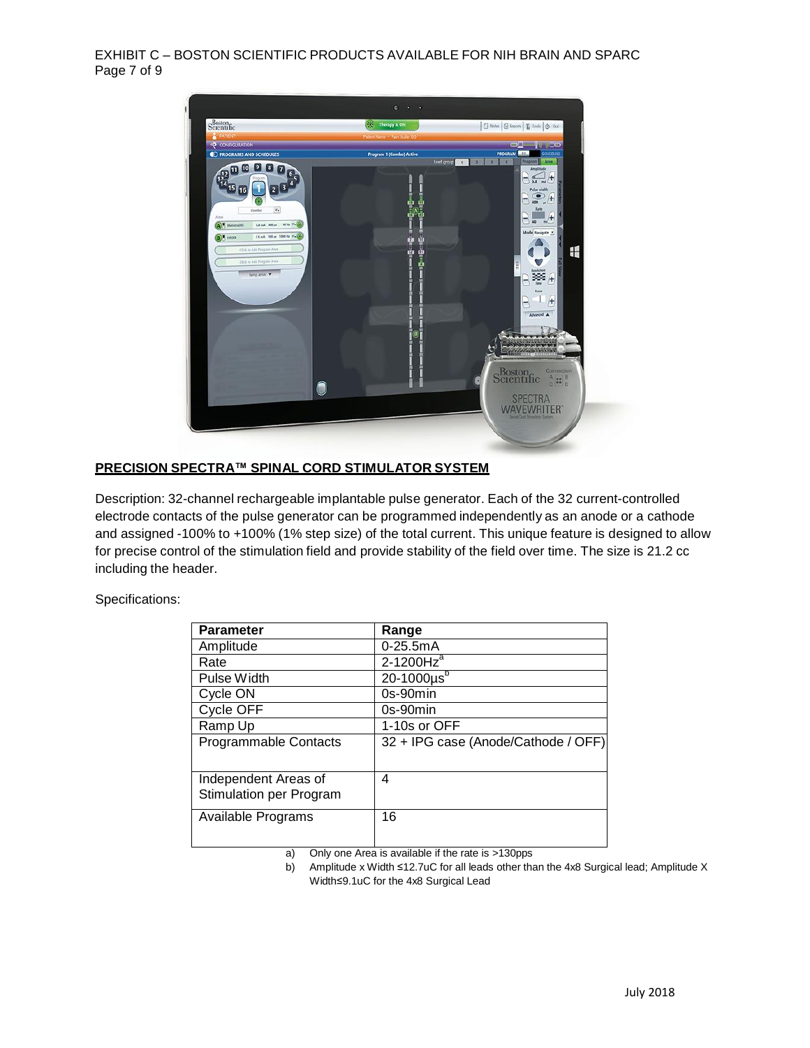**PRECISION SPECTRA™ SPINAL CORD STIMULATOR SYSTEM**

Description: 32-channel rechargeable implantable pulse generator. Each of the 32 current-controlled electrode contacts of the pulse generator can be programmed independently as an anode or a cathode and assigned -100% to +100% (1% step size) of the total current. This unique feature is designed to allow for precise control of the stimulation field and provide stability of the field over time. The size is 21.2 cc including the header.

Specifications:

| Parameter | Range |
| --- | --- |
| Amplitude | 0-25.5mA |
| Rate | 2-1200Hz[a] |
| Pulse Width | 20-1000µs[b] |
| Cycle ON | 0s-90min |
| Cycle OFF | 0s-90min |
| Ramp Up | 1-10s or OFF |
| Programmable Contacts | 32 + IPG case (Anode/Cathode / OFF) |
| Independent Areas of Stimulation per Program | 4 |
| Available Programs | 16 |

a) Only one Area is available if the rate is >130pps

b) Amplitude x Width ≤12.7uC for all leads other than the 4x8 Surgical lead; Amplitude X Width≤9.1uC for the 4x8 Surgical Lead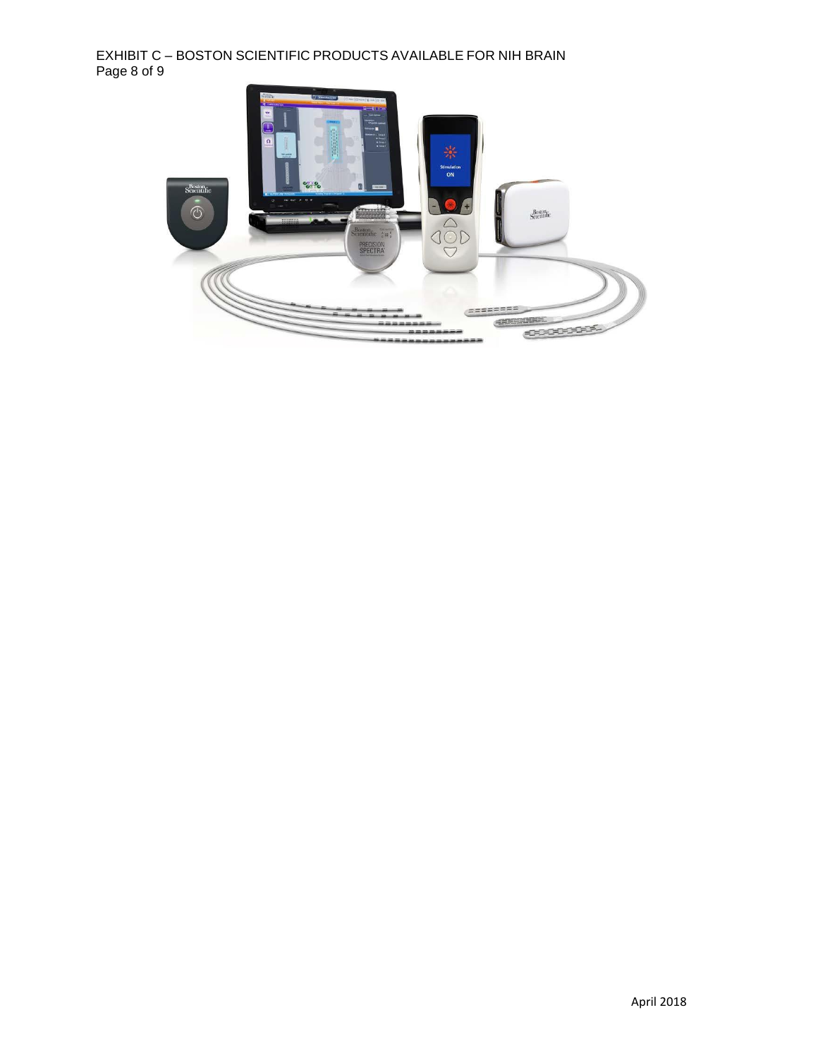EXHIBIT C – BOSTON SCIENTIFIC PRODUCTS AVAILABLE FOR NIH BRAIN
Page 8 of 9

April 2018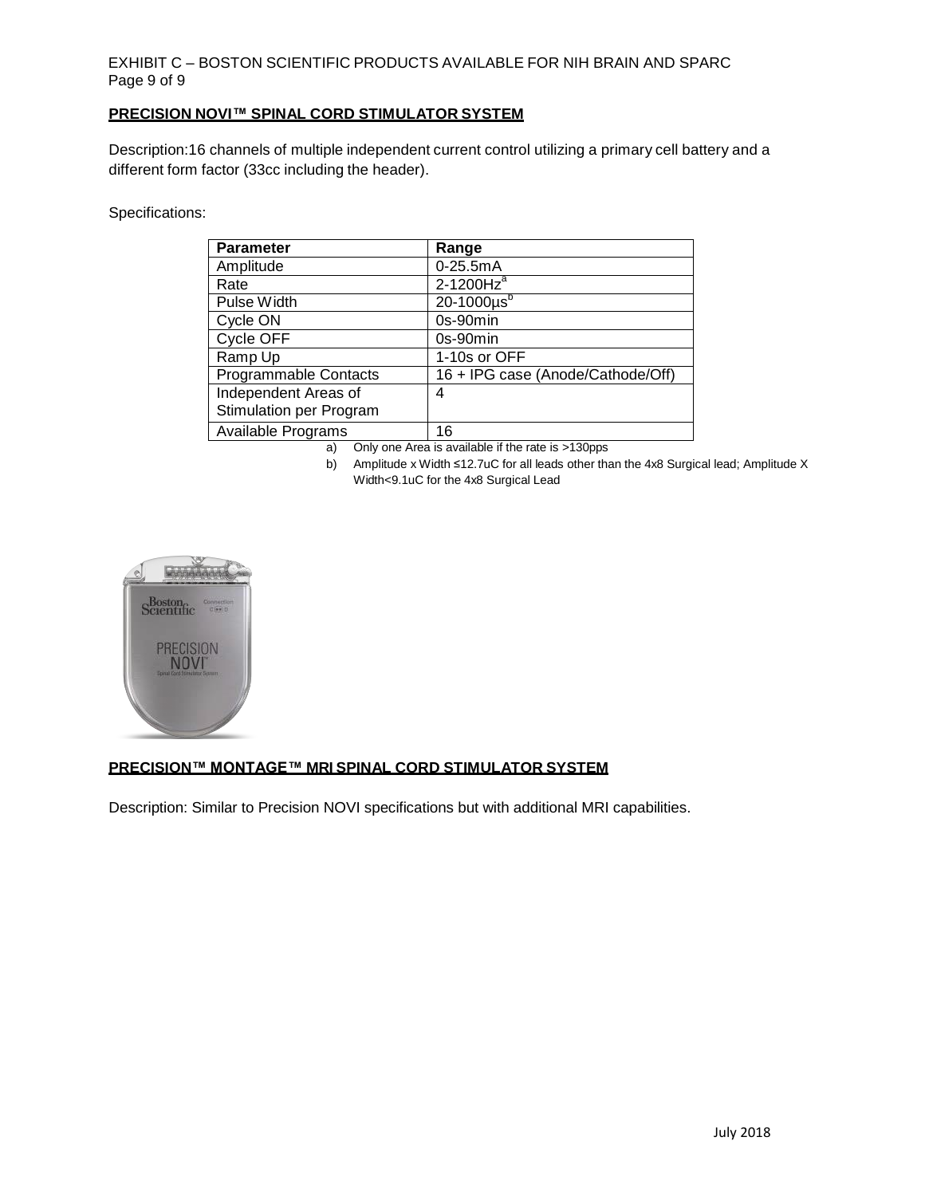## PRECISION NOVI™ SPINAL CORD STIMULATOR SYSTEM

Description:16 channels of multiple independent current control utilizing a primary cell battery and a different form factor (33cc including the header).

Specifications:

| Parameter | Range |
| --- | --- |
| Amplitude | 0-25.5mA |
| Rate | 2-1200Hz[a] |
| Pulse Width | 20-1000µs[b] |
| Cycle ON | 0s-90min |
| Cycle OFF | 0s-90min |
| Ramp Up | 1-10s or OFF |
| Programmable Contacts | 16 + IPG case (Anode/Cathode/Off) |
| Independent Areas of Stimulation per Program | 4 |
| Available Programs | 16 |

a) Only one Area is available if the rate is >130pps

b) Amplitude x Width ≤12.7uC for all leads other than the 4x8 Surgical lead; Amplitude X Width<9.1uC for the 4x8 Surgical Lead

## PRECISION™ MONTAGE™ MRI SPINAL CORD STIMULATOR SYSTEM

Description: Similar to Precision NOVI specifications but with additional MRI capabilities.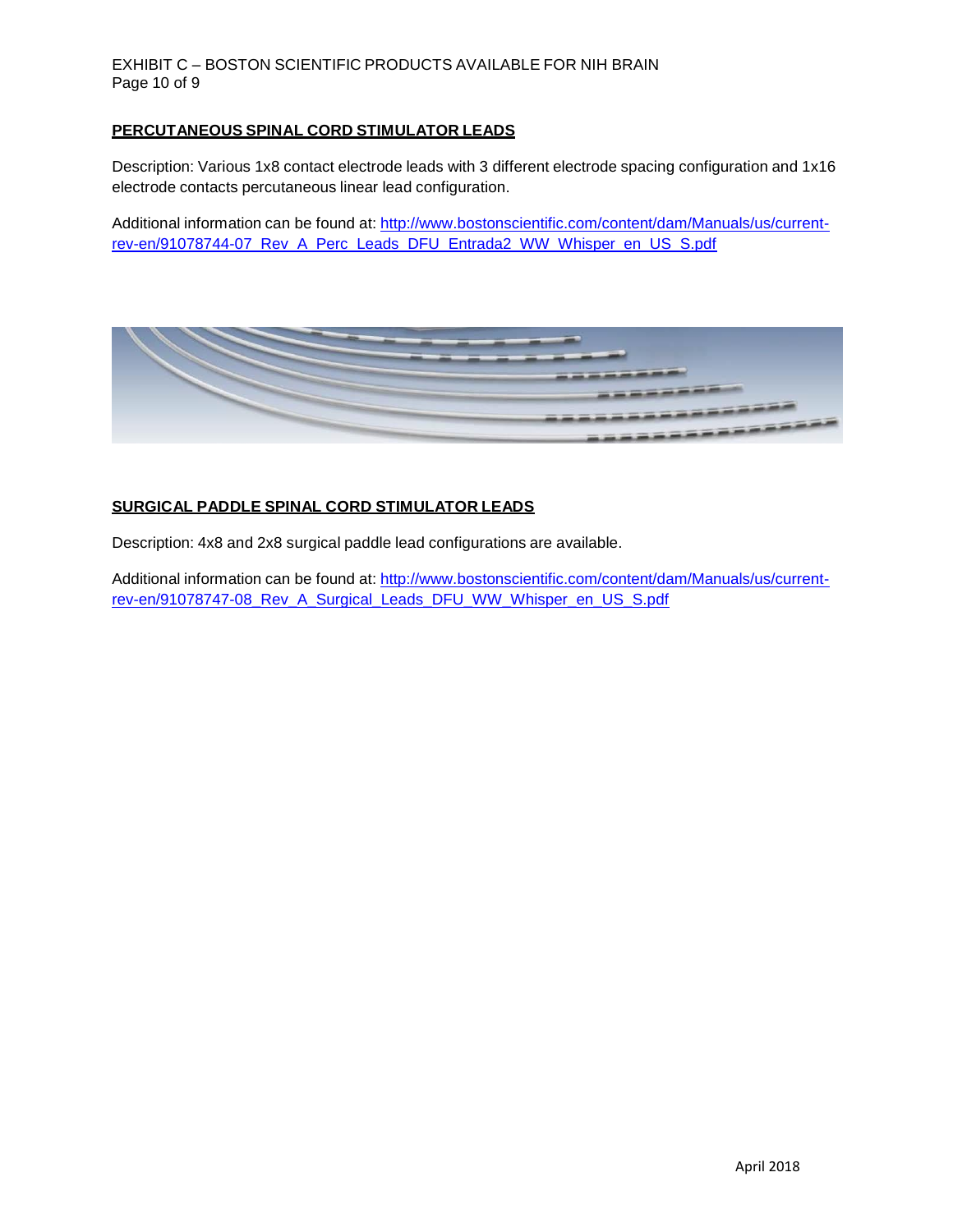## PERCUTANEOUS SPINAL CORD STIMULATOR LEADS

Description: Various 1x8 contact electrode leads with 3 different electrode spacing configuration and 1x16 electrode contacts percutaneous linear lead configuration.

Additional information can be found at: [http://www.bostonscientific.com/content/dam/Manuals/us/current-rev-en/91078744-07_Rev_A_Perc_Leads_DFU_Entrada2_WW_Whisper_en_US_S.pdf](http://www.bostonscientific.com/content/dam/Manuals/us/current-rev-en/91078744-07_Rev_A_Perc_Leads_DFU_Entrada2_WW_Whisper_en_US_S.pdf)

## SURGICAL PADDLE SPINAL CORD STIMULATOR LEADS

Description: 4x8 and 2x8 surgical paddle lead configurations are available.

Additional information can be found at: [http://www.bostonscientific.com/content/dam/Manuals/us/current-rev-en/91078747-08_Rev_A_Surgical_Leads_DFU_WW_Whisper_en_US_S.pdf](http://www.bostonscientific.com/content/dam/Manuals/us/current-rev-en/91078747-08_Rev_A_Surgical_Leads_DFU_WW_Whisper_en_US_S.pdf)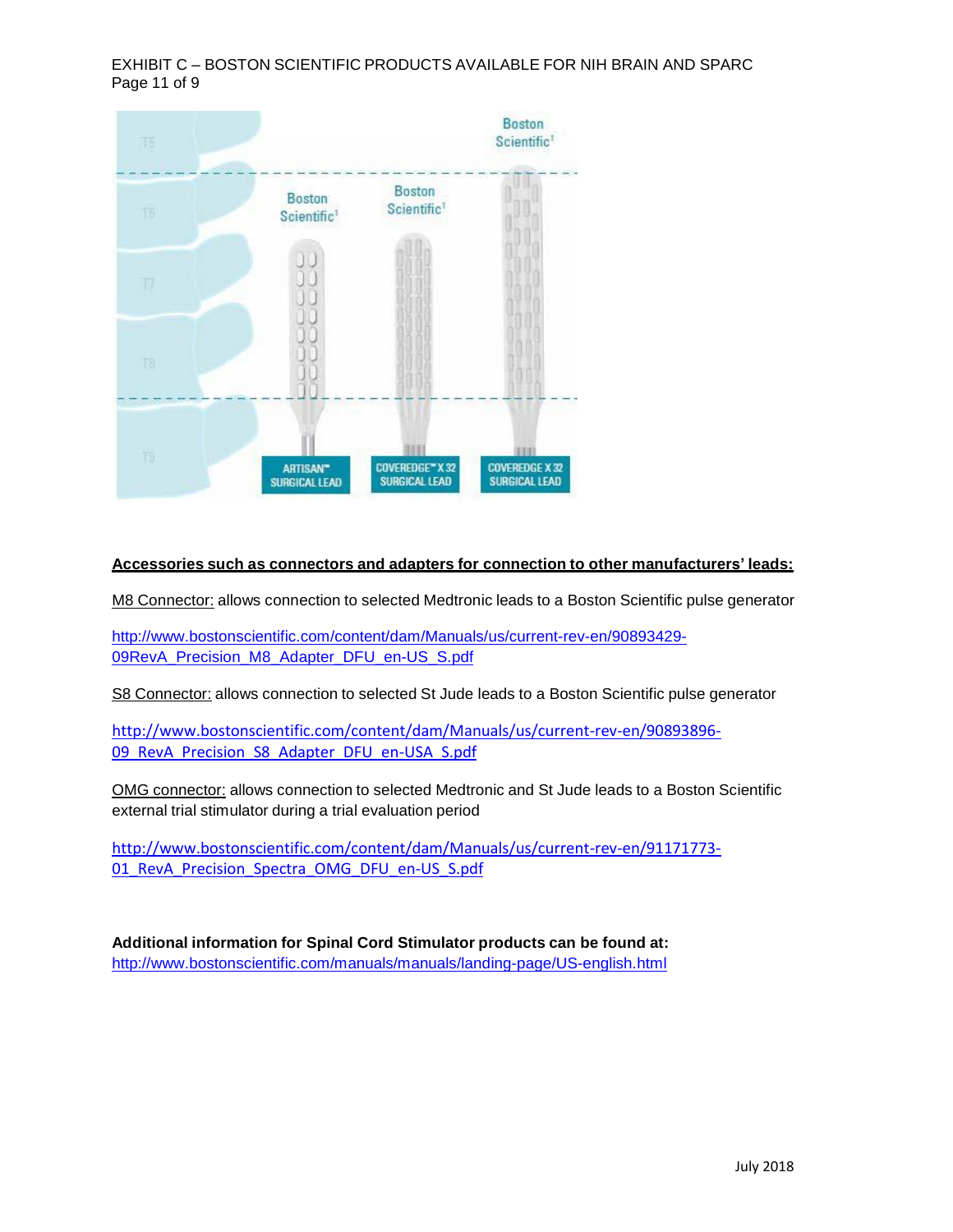EXHIBIT C – BOSTON SCIENTIFIC PRODUCTS AVAILABLE FOR NIH BRAIN AND SPARC

T5

T6

T7

T8

T9

Boston Scientific

ARTISAN™ SURGICAL LEAD

Boston Scientific

COVEREDGE™ X 32 SURGICAL LEAD

Boston Scientific

COVEREDGE X 32 SURGICAL LEAD

**Accessories such as connectors and adapters for connection to other manufacturers' leads:**

M8 Connector: allows connection to selected Medtronic leads to a Boston Scientific pulse generator

http://www.bostonscientific.com/content/dam/Manuals/us/current-rev-en/90893429-09RevA_Precision_M8_Adapter_DFU_en-US_S.pdf

S8 Connector: allows connection to selected St Jude leads to a Boston Scientific pulse generator

http://www.bostonscientific.com/content/dam/Manuals/us/current-rev-en/90893896-09_RevA_Precision_S8_Adapter_DFU_en-USA_S.pdf

OMG connector: allows connection to selected Medtronic and St Jude leads to a Boston Scientific external trial stimulator during a trial evaluation period

http://www.bostonscientific.com/content/dam/Manuals/us/current-rev-en/91171773-01_RevA_Precision_Spectra_OMG_DFU_en-US_S.pdf

**Additional information for Spinal Cord Stimulator products can be found at:**
http://www.bostonscientific.com/manuals/manuals/landing-page/US-english.html

July 2018